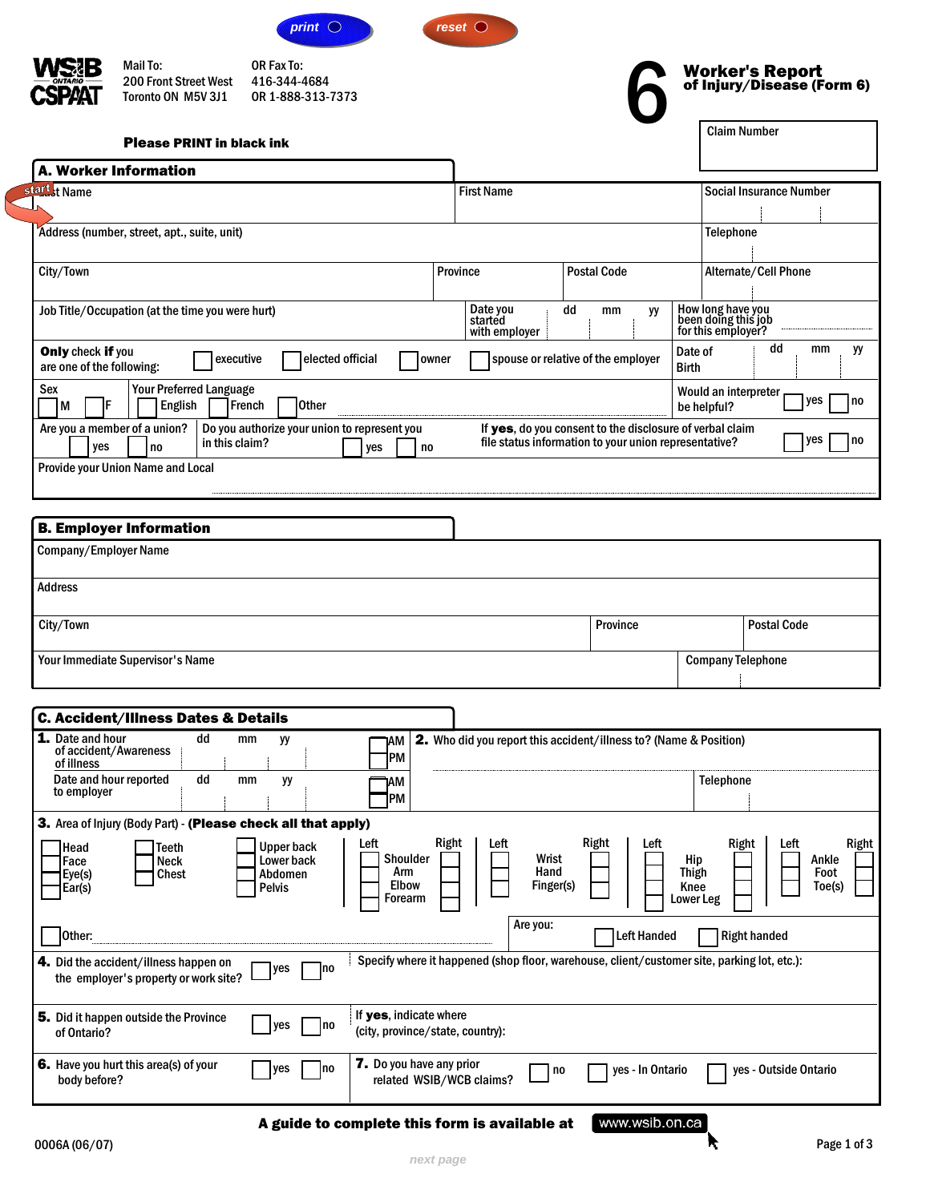print reset

WSIB ONTARIO CSPAAT

Mail To:
200 Front Street West
Toronto ON M5V 3J1

OR Fax To:
416-344-4684
OR 1-888-313-7373

# 6 Worker's Report of Injury/Disease (Form 6)

**Please PRINT in black ink**

Claim Number

## A. Worker Information

| Last Name | First Name | Social Insurance Number |
|---|---|---|
| Address (number, street, apt., suite, unit) | | Telephone |
| City/Town | Province / Postal Code | Alternate/Cell Phone |

Job Title/Occupation (at the time you were hurt)

Date you started with employer: dd mm yy

How long have you been doing this job for this employer?

**Only** check **if** you are one of the following: ☐ executive ☐ elected official ☐ owner ☐ spouse or relative of the employer

Date of Birth: dd mm yy

Sex ☐ M ☐ F

Your Preferred Language ☐ English ☐ French ☐ Other

Would an interpreter be helpful? ☐ yes ☐ no

Are you a member of a union? ☐ yes ☐ no

Do you authorize your union to represent you in this claim? ☐ yes ☐ no

If **yes**, do you consent to the disclosure of verbal claim file status information to your union representative? ☐ yes ☐ no

Provide your Union Name and Local

## B. Employer Information

Company/Employer Name

Address

| City/Town | Province | Postal Code |
|---|---|---|
| Your Immediate Supervisor's Name | | Company Telephone |

## C. Accident/Illness Dates & Details

**1.** Date and hour of accident/Awareness of illness: dd mm yy ☐ AM ☐ PM

Date and hour reported to employer: dd mm yy ☐ AM ☐ PM

**2.** Who did you report this accident/illness to? (Name & Position)

Telephone

**3.** Area of Injury (Body Part) - **(Please check all that apply)**

☐ Head ☐ Face ☐ Eye(s) ☐ Ear(s)

☐ Teeth ☐ Neck ☐ Chest

☐ Upper back ☐ Lower back ☐ Abdomen ☐ Pelvis

| Left | | Right |
|---|---|---|
| ☐ | Shoulder | ☐ |
| ☐ | Arm | ☐ |
| ☐ | Elbow | ☐ |
| ☐ | Forearm | ☐ |
| ☐ | Wrist | ☐ |
| ☐ | Hand | ☐ |
| ☐ | Finger(s) | ☐ |
| ☐ | Hip | ☐ |
| ☐ | Thigh | ☐ |
| ☐ | Knee | ☐ |
| ☐ | Lower Leg | ☐ |
| ☐ | Ankle | ☐ |
| ☐ | Foot | ☐ |
| ☐ | Toe(s) | ☐ |

☐ Other:

Are you: ☐ Left Handed ☐ Right handed

**4.** Did the accident/illness happen on the employer's property or work site? ☐ yes ☐ no

Specify where it happened (shop floor, warehouse, client/customer site, parking lot, etc.):

**5.** Did it happen outside the Province of Ontario? ☐ yes ☐ no

If **yes**, indicate where (city, province/state, country):

**6.** Have you hurt this area(s) of your body before? ☐ yes ☐ no

**7.** Do you have any prior related WSIB/WCB claims? ☐ no ☐ yes - In Ontario ☐ yes - Outside Ontario

**A guide to complete this form is available at** www.wsib.on.ca

0006A (06/07)

next page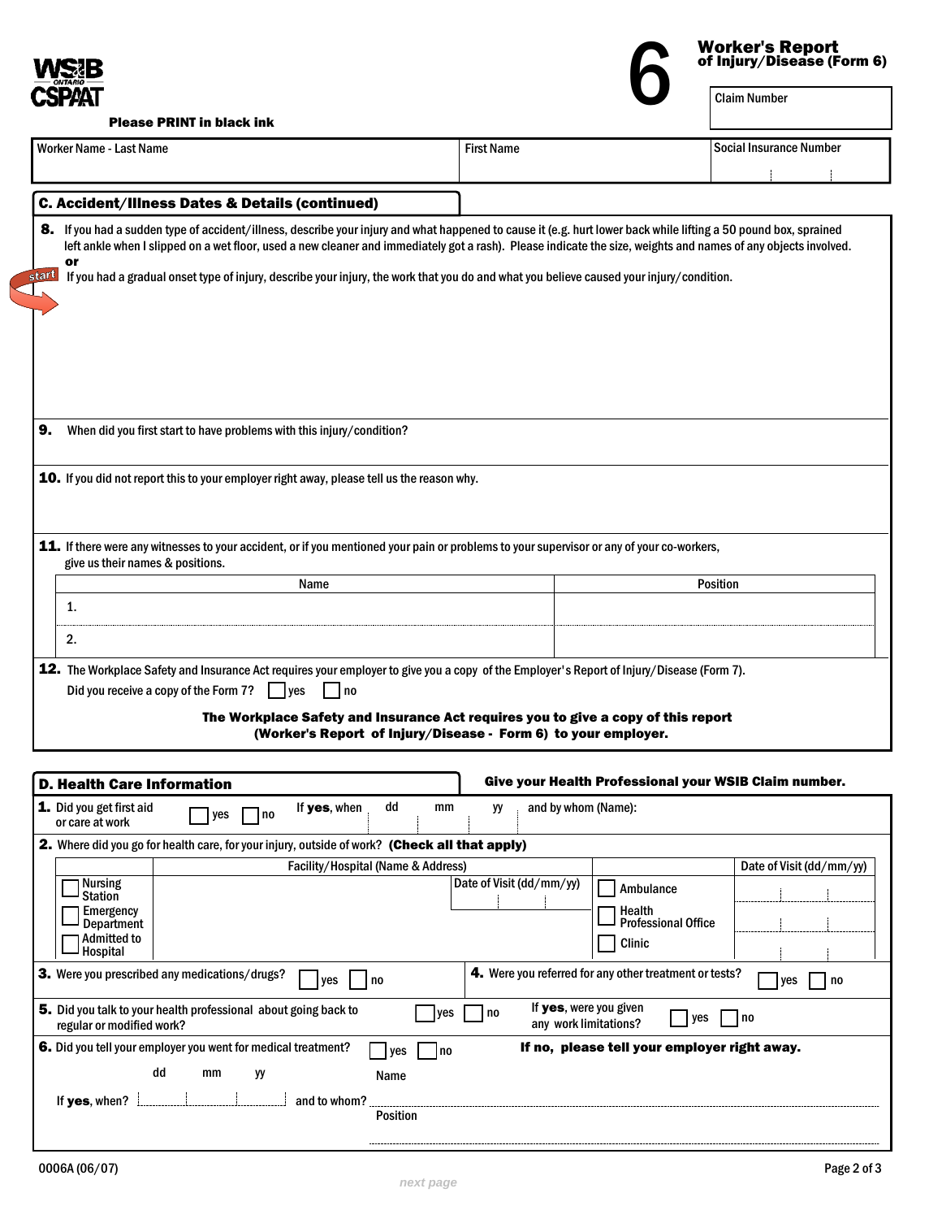# Worker's Report of Injury/Disease (Form 6)

**6**

Claim Number

**Please PRINT in black ink**

| Worker Name - Last Name | First Name | Social Insurance Number |
|---|---|---|
| | | |

## C. Accident/Illness Dates & Details (continued)

**8.** If you had a sudden type of accident/illness, describe your injury and what happened to cause it (e.g. hurt lower back while lifting a 50 pound box, sprained left ankle when I slipped on a wet floor, used a new cleaner and immediately got a rash). Please indicate the size, weights and names of any objects involved.
**or**
start If you had a gradual onset type of injury, describe your injury, the work that you do and what you believe caused your injury/condition.

**9.** When did you first start to have problems with this injury/condition?

**10.** If you did not report this to your employer right away, please tell us the reason why.

**11.** If there were any witnesses to your accident, or if you mentioned your pain or problems to your supervisor or any of your co-workers, give us their names & positions.

| Name | Position |
|---|---|
| 1. | |
| 2. | |

**12.** The Workplace Safety and Insurance Act requires your employer to give you a copy of the Employer's Report of Injury/Disease (Form 7).
Did you receive a copy of the Form 7? ☐ yes ☐ no

**The Workplace Safety and Insurance Act requires you to give a copy of this report (Worker's Report of Injury/Disease - Form 6) to your employer.**

## D. Health Care Information

**Give your Health Professional your WSIB Claim number.**

**1.** Did you get first aid or care at work ☐ yes ☐ no If **yes**, when dd mm yy and by whom (Name):

**2.** Where did you go for health care, for your injury, outside of work? **(Check all that apply)**

| | Facility/Hospital (Name & Address) | Date of Visit (dd/mm/yy) | | Date of Visit (dd/mm/yy) |
|---|---|---|---|---|
| ☐ Nursing Station | | | ☐ Ambulance | |
| ☐ Emergency Department | | | ☐ Health Professional Office | |
| ☐ Admitted to Hospital | | | ☐ Clinic | |

**3.** Were you prescribed any medications/drugs? ☐ yes ☐ no

**4.** Were you referred for any other treatment or tests? ☐ yes ☐ no

**5.** Did you talk to your health professional about going back to regular or modified work? ☐ yes ☐ no If **yes**, were you given any work limitations? ☐ yes ☐ no

**6.** Did you tell your employer you went for medical treatment? ☐ yes ☐ no **If no, please tell your employer right away.**

If **yes**, when? dd mm yy and to whom? Name

Position

0006A (06/07)

*next page*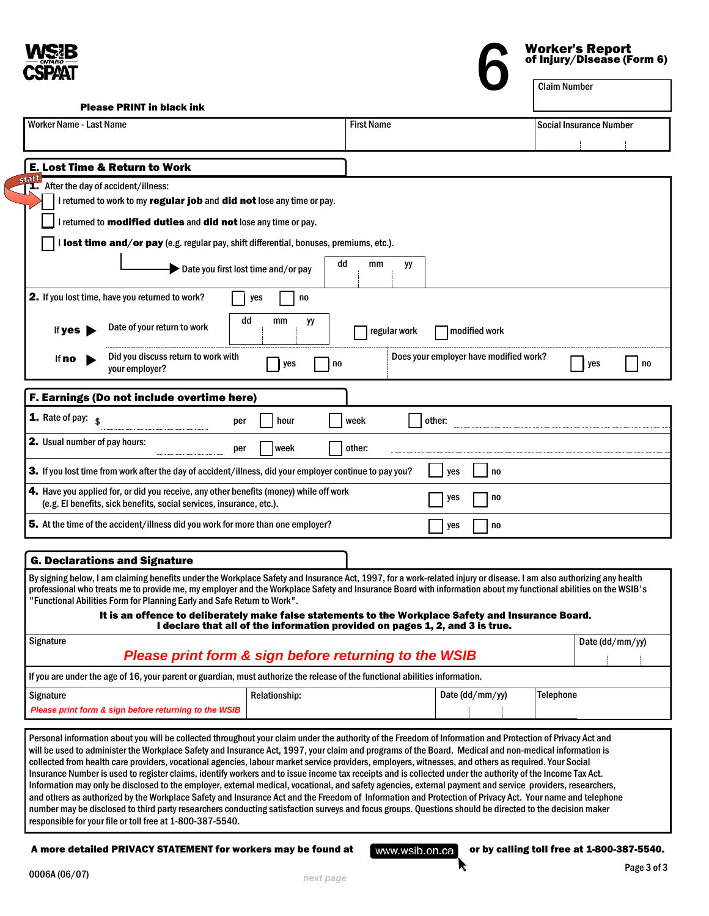WSIB ONTARIO CSPAAT

# 6 Worker's Report of Injury/Disease (Form 6)

| Claim Number |
| --- |
| |

**Please PRINT in black ink**

| Worker Name - Last Name | First Name | Social Insurance Number |
| --- | --- | --- |
| | | |

## E. Lost Time & Return to Work

start

**1.** After the day of accident/illness:

- ☐ I returned to work to my **regular job** and **did not** lose any time or pay.
- ☐ I returned to **modified duties** and **did not** lose any time or pay.
- ☐ I **lost time and/or pay** (e.g. regular pay, shift differential, bonuses, premiums, etc.).
  - Date you first lost time and/or pay: dd mm yy

**2.** If you lost time, have you returned to work? ☐ yes ☐ no

If **yes** ▶ Date of your return to work: dd mm yy ☐ regular work ☐ modified work

If **no** ▶ Did you discuss return to work with your employer? ☐ yes ☐ no

Does your employer have modified work? ☐ yes ☐ no

## F. Earnings (Do not include overtime here)

**1.** Rate of pay: $ ________ per ☐ hour ☐ week ☐ other: ________

**2.** Usual number of pay hours: ________ per ☐ week ☐ other: ________

**3.** If you lost time from work after the day of accident/illness, did your employer continue to pay you? ☐ yes ☐ no

**4.** Have you applied for, or did you receive, any other benefits (money) while off work (e.g. EI benefits, sick benefits, social services, insurance, etc.). ☐ yes ☐ no

**5.** At the time of the accident/illness did you work for more than one employer? ☐ yes ☐ no

## G. Declarations and Signature

By signing below, I am claiming benefits under the Workplace Safety and Insurance Act, 1997, for a work-related injury or disease. I am also authorizing any health professional who treats me to provide me, my employer and the Workplace Safety and Insurance Board with information about my functional abilities on the WSIB's "Functional Abilities Form for Planning Early and Safe Return to Work".

**It is an offence to deliberately make false statements to the Workplace Safety and Insurance Board.**
**I declare that all of the information provided on pages 1, 2, and 3 is true.**

| Signature | Date (dd/mm/yy) |
| --- | --- |
| *Please print form & sign before returning to the WSIB* | |

If you are under the age of 16, your parent or guardian, must authorize the release of the functional abilities information.

| Signature | Relationship: | Date (dd/mm/yy) | Telephone |
| --- | --- | --- | --- |
| *Please print form & sign before returning to the WSIB* | | | |

Personal information about you will be collected throughout your claim under the authority of the Freedom of Information and Protection of Privacy Act and will be used to administer the Workplace Safety and Insurance Act, 1997, your claim and programs of the Board. Medical and non-medical information is collected from health care providers, vocational agencies, labour market service providers, employers, witnesses, and others as required. Your Social Insurance Number is used to register claims, identify workers and to issue income tax receipts and is collected under the authority of the Income Tax Act. Information may only be disclosed to the employer, external medical, vocational, and safety agencies, external payment and service providers, researchers, and others as authorized by the Workplace Safety and Insurance Act and the Freedom of Information and Protection of Privacy Act. Your name and telephone number may be disclosed to third party researchers conducting satisfaction surveys and focus groups. Questions should be directed to the decision maker responsible for your file or toll free at 1-800-387-5540.

**A more detailed PRIVACY STATEMENT for workers may be found at** www.wsib.on.ca **or by calling toll free at 1-800-387-5540.**

0006A (06/07)

next page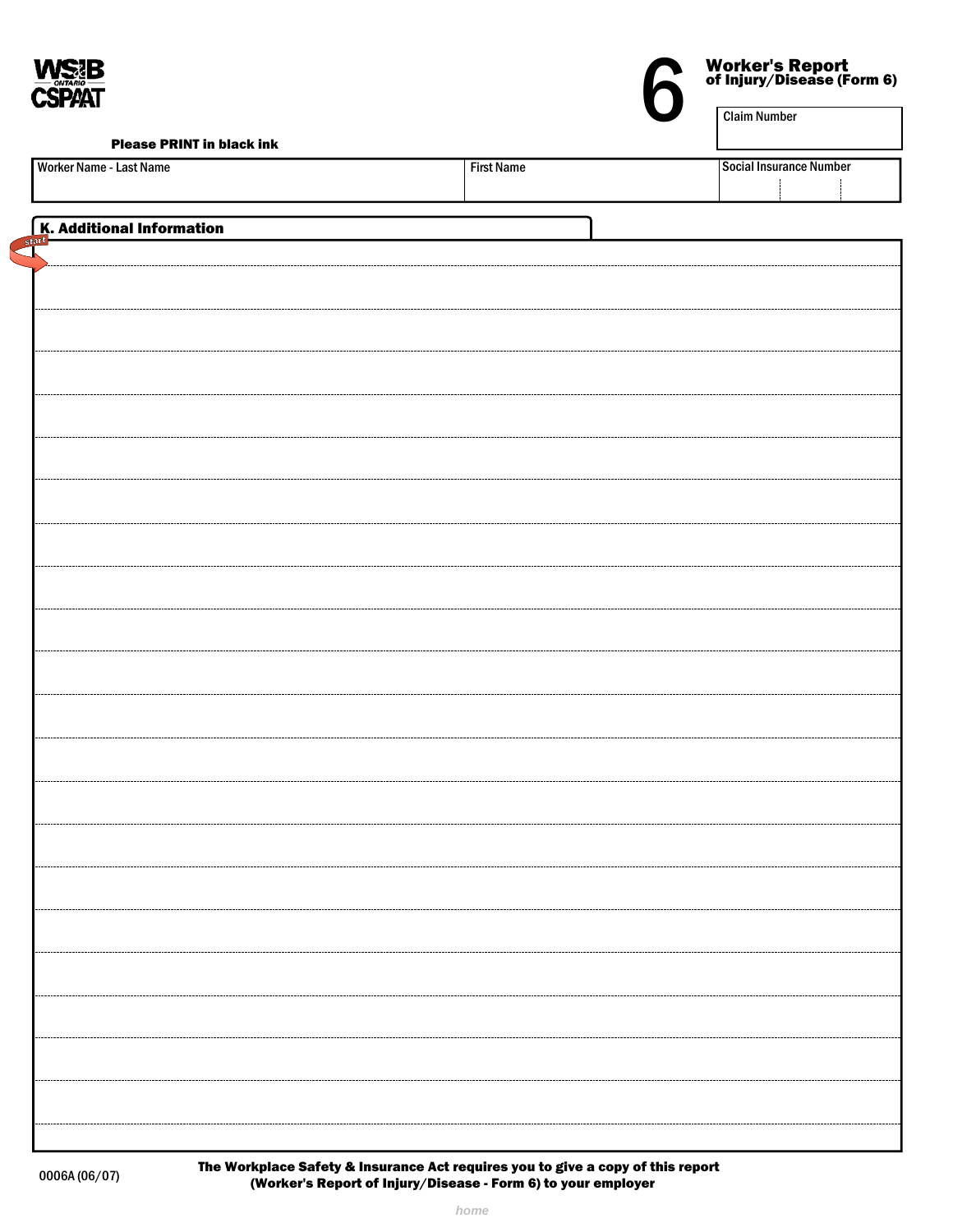WSIB ONTARIO CSPAAT

# 6 Worker's Report of Injury/Disease (Form 6)

| Claim Number |
|---|
| |

**Please PRINT in black ink**

| Worker Name - Last Name | First Name | Social Insurance Number |
|---|---|---|
| | | |

## K. Additional Information

start

0006A (06/07)

**The Workplace Safety & Insurance Act requires you to give a copy of this report (Worker's Report of Injury/Disease - Form 6) to your employer**

*home*